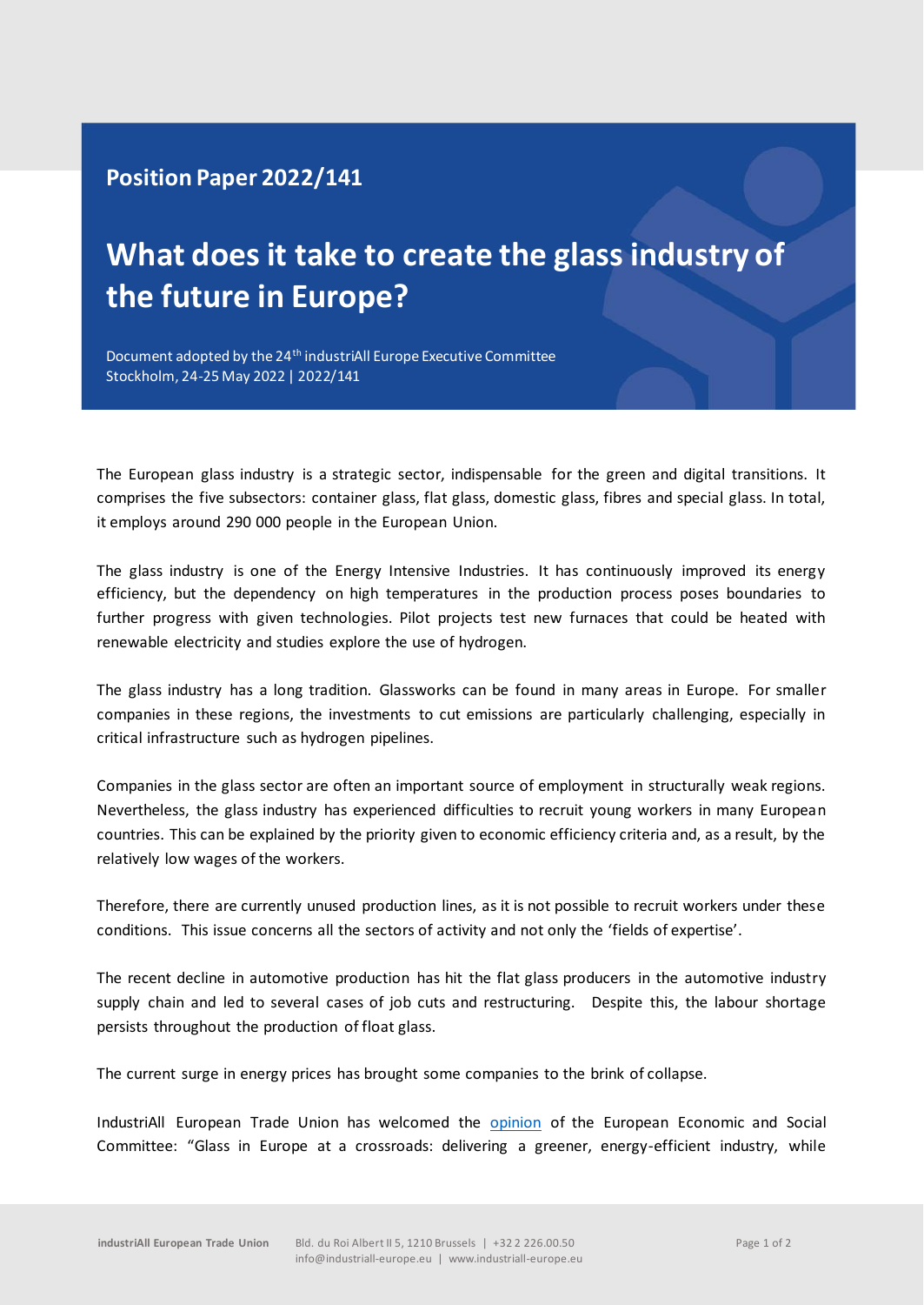**Position Paper 2022/141**

# What does it take to create the glass industry of the future in Europe?

Document adopted by the 24th industriAll Europe Executive Committee
Stockholm, 24-25 May 2022 | 2022/141

The European glass industry is a strategic sector, indispensable for the green and digital transitions. It comprises the five subsectors: container glass, flat glass, domestic glass, fibres and special glass. In total, it employs around 290 000 people in the European Union.

The glass industry is one of the Energy Intensive Industries. It has continuously improved its energy efficiency, but the dependency on high temperatures in the production process poses boundaries to further progress with given technologies. Pilot projects test new furnaces that could be heated with renewable electricity and studies explore the use of hydrogen.

The glass industry has a long tradition. Glassworks can be found in many areas in Europe. For smaller companies in these regions, the investments to cut emissions are particularly challenging, especially in critical infrastructure such as hydrogen pipelines.

Companies in the glass sector are often an important source of employment in structurally weak regions. Nevertheless, the glass industry has experienced difficulties to recruit young workers in many European countries. This can be explained by the priority given to economic efficiency criteria and, as a result, by the relatively low wages of the workers.

Therefore, there are currently unused production lines, as it is not possible to recruit workers under these conditions. This issue concerns all the sectors of activity and not only the 'fields of expertise'.

The recent decline in automotive production has hit the flat glass producers in the automotive industry supply chain and led to several cases of job cuts and restructuring. Despite this, the labour shortage persists throughout the production of float glass.

The current surge in energy prices has brought some companies to the brink of collapse.

IndustriAll European Trade Union has welcomed the opinion of the European Economic and Social Committee: "Glass in Europe at a crossroads: delivering a greener, energy-efficient industry, while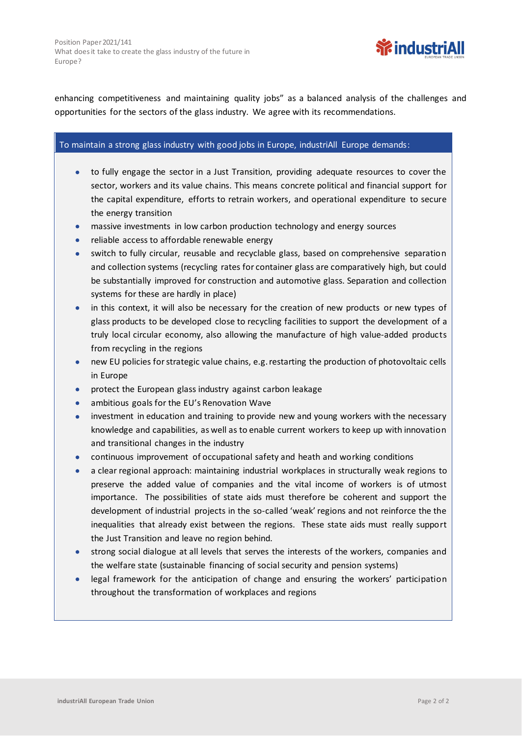enhancing competitiveness and maintaining quality jobs" as a balanced analysis of the challenges and opportunities for the sectors of the glass industry. We agree with its recommendations.

**To maintain a strong glass industry with good jobs in Europe, industriAll Europe demands:**

- to fully engage the sector in a Just Transition, providing adequate resources to cover the sector, workers and its value chains. This means concrete political and financial support for the capital expenditure, efforts to retrain workers, and operational expenditure to secure the energy transition
- massive investments in low carbon production technology and energy sources
- reliable access to affordable renewable energy
- switch to fully circular, reusable and recyclable glass, based on comprehensive separation and collection systems (recycling rates for container glass are comparatively high, but could be substantially improved for construction and automotive glass. Separation and collection systems for these are hardly in place)
- in this context, it will also be necessary for the creation of new products or new types of glass products to be developed close to recycling facilities to support the development of a truly local circular economy, also allowing the manufacture of high value-added products from recycling in the regions
- new EU policies for strategic value chains, e.g. restarting the production of photovoltaic cells in Europe
- protect the European glass industry against carbon leakage
- ambitious goals for the EU's Renovation Wave
- investment in education and training to provide new and young workers with the necessary knowledge and capabilities, as well as to enable current workers to keep up with innovation and transitional changes in the industry
- continuous improvement of occupational safety and heath and working conditions
- a clear regional approach: maintaining industrial workplaces in structurally weak regions to preserve the added value of companies and the vital income of workers is of utmost importance. The possibilities of state aids must therefore be coherent and support the development of industrial projects in the so-called 'weak' regions and not reinforce the the inequalities that already exist between the regions. These state aids must really support the Just Transition and leave no region behind.
- strong social dialogue at all levels that serves the interests of the workers, companies and the welfare state (sustainable financing of social security and pension systems)
- legal framework for the anticipation of change and ensuring the workers' participation throughout the transformation of workplaces and regions